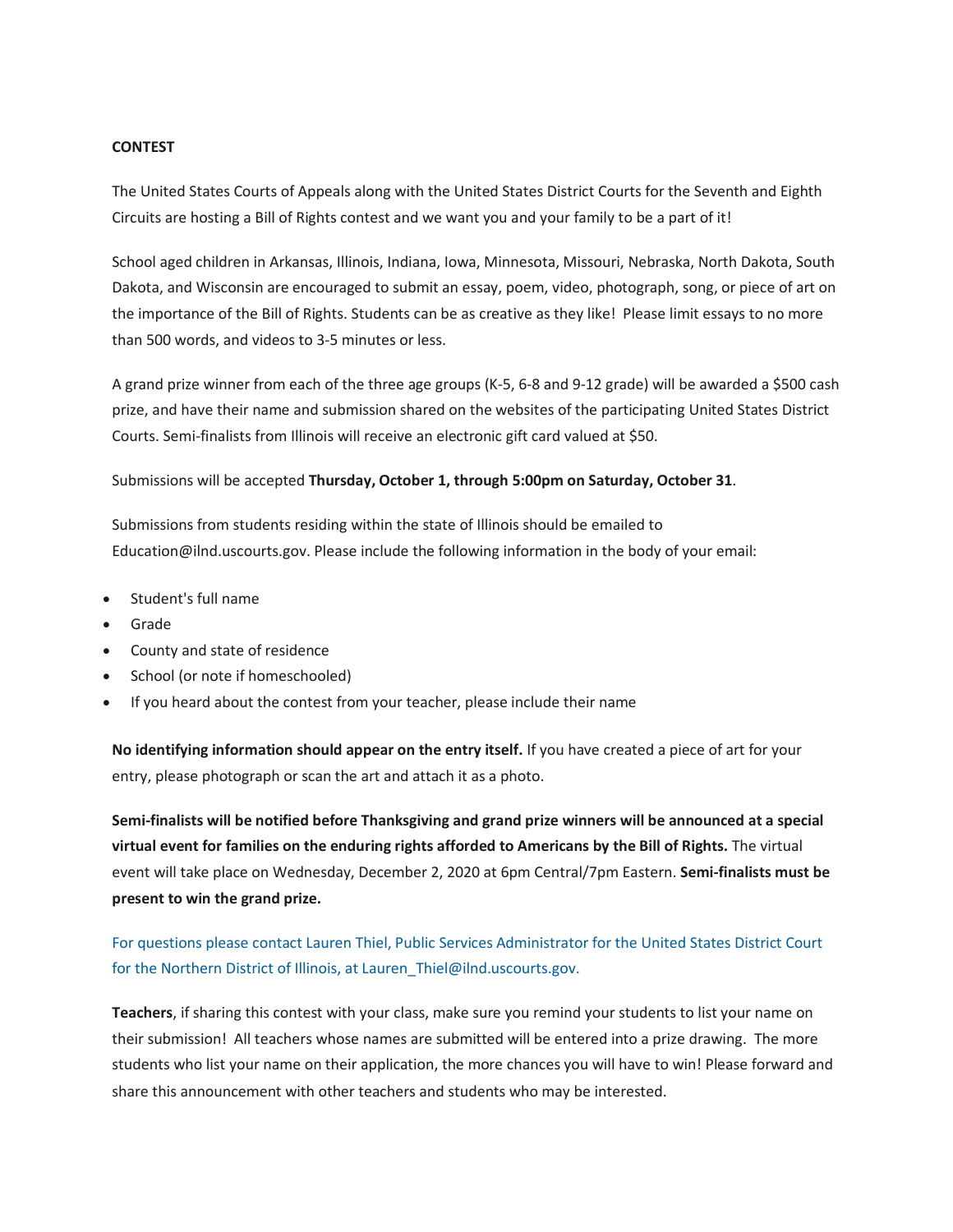**CONTEST**

The United States Courts of Appeals along with the United States District Courts for the Seventh and Eighth Circuits are hosting a Bill of Rights contest and we want you and your family to be a part of it!

School aged children in Arkansas, Illinois, Indiana, Iowa, Minnesota, Missouri, Nebraska, North Dakota, South Dakota, and Wisconsin are encouraged to submit an essay, poem, video, photograph, song, or piece of art on the importance of the Bill of Rights. Students can be as creative as they like! Please limit essays to no more than 500 words, and videos to 3-5 minutes or less.

A grand prize winner from each of the three age groups (K-5, 6-8 and 9-12 grade) will be awarded a $500 cash prize, and have their name and submission shared on the websites of the participating United States District Courts. Semi-finalists from Illinois will receive an electronic gift card valued at $50.

Submissions will be accepted **Thursday, October 1, through 5:00pm on Saturday, October 31**.

Submissions from students residing within the state of Illinois should be emailed to Education@ilnd.uscourts.gov. Please include the following information in the body of your email:

- Student's full name
- Grade
- County and state of residence
- School (or note if homeschooled)
- If you heard about the contest from your teacher, please include their name

**No identifying information should appear on the entry itself.** If you have created a piece of art for your entry, please photograph or scan the art and attach it as a photo.

**Semi-finalists will be notified before Thanksgiving and grand prize winners will be announced at a special virtual event for families on the enduring rights afforded to Americans by the Bill of Rights.** The virtual event will take place on Wednesday, December 2, 2020 at 6pm Central/7pm Eastern. **Semi-finalists must be present to win the grand prize.**

For questions please contact Lauren Thiel, Public Services Administrator for the United States District Court for the Northern District of Illinois, at Lauren_Thiel@ilnd.uscourts.gov.

**Teachers**, if sharing this contest with your class, make sure you remind your students to list your name on their submission! All teachers whose names are submitted will be entered into a prize drawing. The more students who list your name on their application, the more chances you will have to win! Please forward and share this announcement with other teachers and students who may be interested.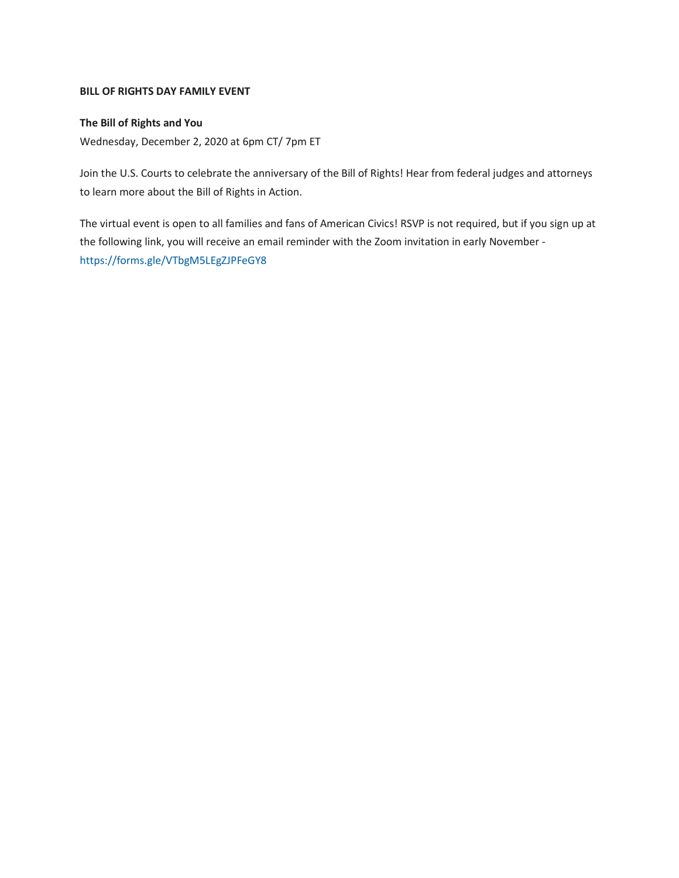**BILL OF RIGHTS DAY FAMILY EVENT**

**The Bill of Rights and You**

Wednesday, December 2, 2020 at 6pm CT/ 7pm ET

Join the U.S. Courts to celebrate the anniversary of the Bill of Rights! Hear from federal judges and attorneys to learn more about the Bill of Rights in Action.

The virtual event is open to all families and fans of American Civics! RSVP is not required, but if you sign up at the following link, you will receive an email reminder with the Zoom invitation in early November - https://forms.gle/VTbgM5LEgZJPFeGY8